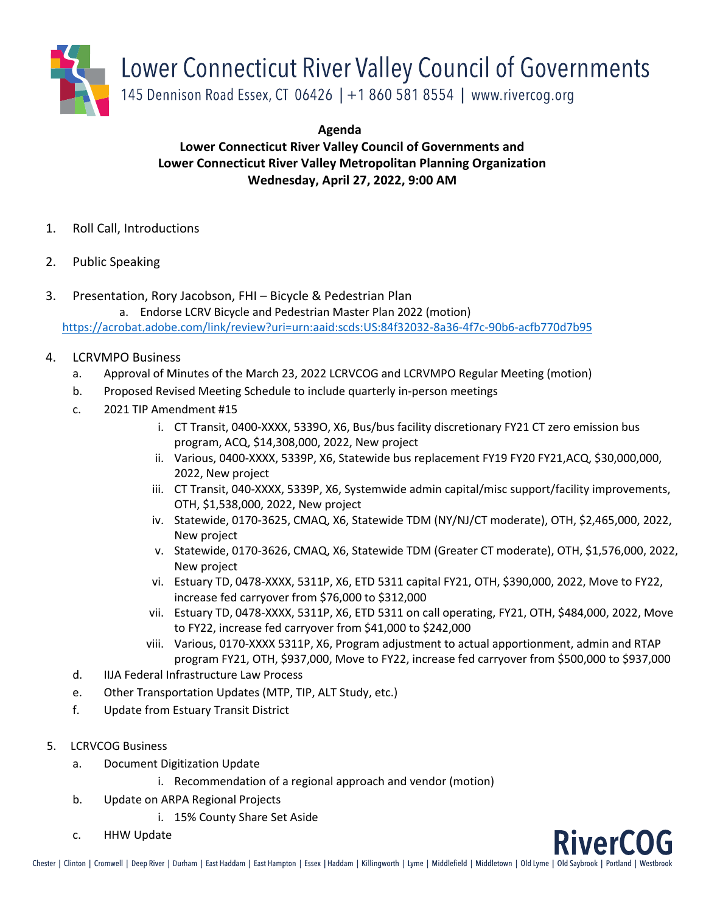# Lower Connecticut River Valley Council of Governments

145 Dennison Road Essex, CT 06426 | +1 860 581 8554 | www.rivercog.org

**Agenda**
**Lower Connecticut River Valley Council of Governments and**
**Lower Connecticut River Valley Metropolitan Planning Organization**
**Wednesday, April 27, 2022, 9:00 AM**

1. Roll Call, Introductions

2. Public Speaking

3. Presentation, Rory Jacobson, FHI – Bicycle & Pedestrian Plan
   a. Endorse LCRV Bicycle and Pedestrian Master Plan 2022 (motion)
   https://acrobat.adobe.com/link/review?uri=urn:aaid:scds:US:84f32032-8a36-4f7c-90b6-acfb770d7b95

4. LCRVMPO Business
   a. Approval of Minutes of the March 23, 2022 LCRVCOG and LCRVMPO Regular Meeting (motion)
   b. Proposed Revised Meeting Schedule to include quarterly in-person meetings
   c. 2021 TIP Amendment #15
      i. CT Transit, 0400-XXXX, 5339O, X6, Bus/bus facility discretionary FY21 CT zero emission bus program, ACQ, $14,308,000, 2022, New project
      ii. Various, 0400-XXXX, 5339P, X6, Statewide bus replacement FY19 FY20 FY21,ACQ, $30,000,000, 2022, New project
      iii. CT Transit, 040-XXXX, 5339P, X6, Systemwide admin capital/misc support/facility improvements, OTH, $1,538,000, 2022, New project
      iv. Statewide, 0170-3625, CMAQ, X6, Statewide TDM (NY/NJ/CT moderate), OTH, $2,465,000, 2022, New project
      v. Statewide, 0170-3626, CMAQ, X6, Statewide TDM (Greater CT moderate), OTH, $1,576,000, 2022, New project
      vi. Estuary TD, 0478-XXXX, 5311P, X6, ETD 5311 capital FY21, OTH, $390,000, 2022, Move to FY22, increase fed carryover from $76,000 to $312,000
      vii. Estuary TD, 0478-XXXX, 5311P, X6, ETD 5311 on call operating, FY21, OTH, $484,000, 2022, Move to FY22, increase fed carryover from $41,000 to $242,000
      viii. Various, 0170-XXXX 5311P, X6, Program adjustment to actual apportionment, admin and RTAP program FY21, OTH, $937,000, Move to FY22, increase fed carryover from $500,000 to $937,000
   d. IIJA Federal Infrastructure Law Process
   e. Other Transportation Updates (MTP, TIP, ALT Study, etc.)
   f. Update from Estuary Transit District

5. LCRVCOG Business
   a. Document Digitization Update
      i. Recommendation of a regional approach and vendor (motion)
   b. Update on ARPA Regional Projects
      i. 15% County Share Set Aside
   c. HHW Update

RiverCOG

Chester | Clinton | Cromwell | Deep River | Durham | East Haddam | East Hampton | Essex | Haddam | Killingworth | Lyme | Middlefield | Middletown | Old Lyme | Old Saybrook | Portland | Westbrook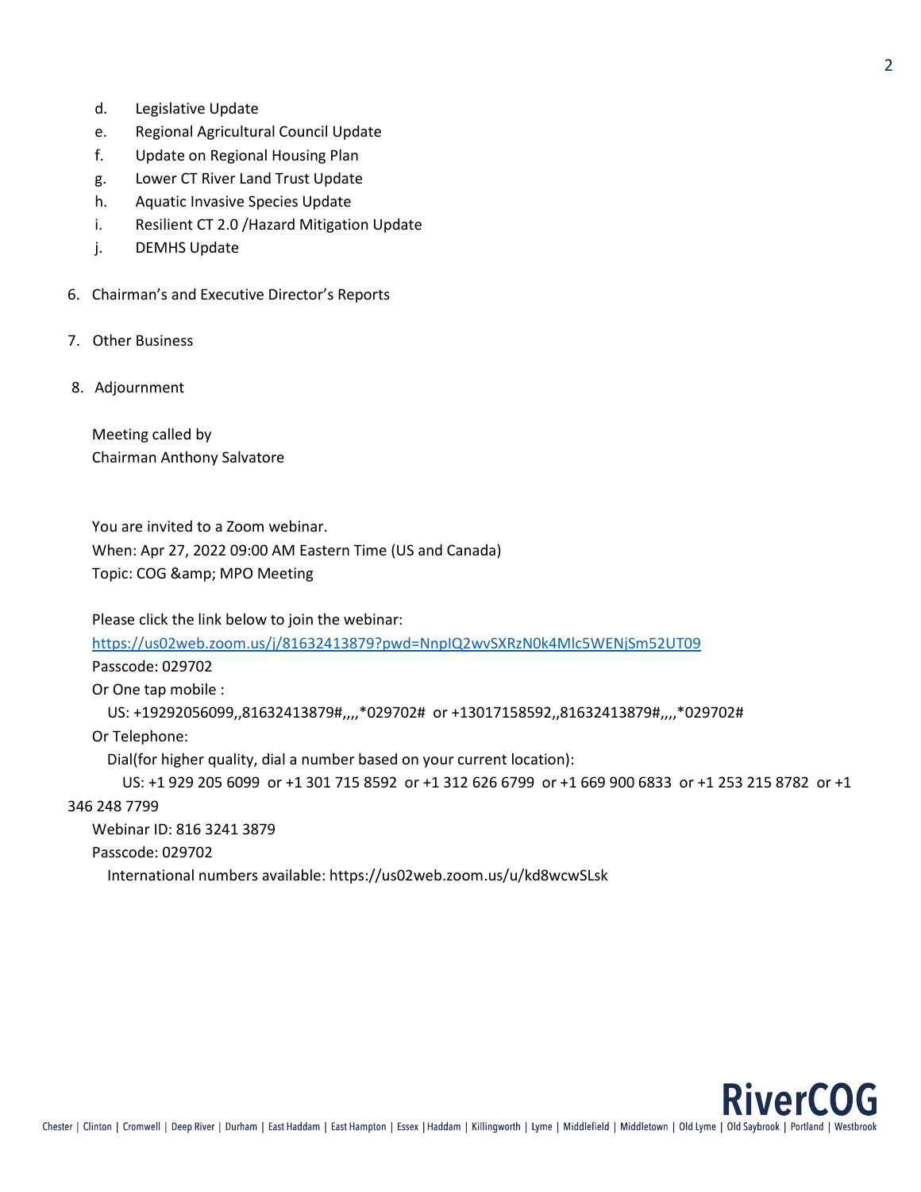d. Legislative Update
e. Regional Agricultural Council Update
f. Update on Regional Housing Plan
g. Lower CT River Land Trust Update
h. Aquatic Invasive Species Update
i. Resilient CT 2.0 /Hazard Mitigation Update
j. DEMHS Update

6. Chairman's and Executive Director's Reports

7. Other Business

8. Adjournment

Meeting called by
Chairman Anthony Salvatore

You are invited to a Zoom webinar.
When: Apr 27, 2022 09:00 AM Eastern Time (US and Canada)
Topic: COG &amp; MPO Meeting

Please click the link below to join the webinar:
https://us02web.zoom.us/j/81632413879?pwd=NnpIQ2wvSXRzN0k4Mlc5WENjSm52UT09
Passcode: 029702
Or One tap mobile :
US: +19292056099,,81632413879#,,,,*029702# or +13017158592,,81632413879#,,,,*029702#
Or Telephone:
Dial(for higher quality, dial a number based on your current location):
US: +1 929 205 6099 or +1 301 715 8592 or +1 312 626 6799 or +1 669 900 6833 or +1 253 215 8782 or +1 346 248 7799
Webinar ID: 816 3241 3879
Passcode: 029702
International numbers available: https://us02web.zoom.us/u/kd8wcwSLsk

RiverCOG

Chester | Clinton | Cromwell | Deep River | Durham | East Haddam | East Hampton | Essex | Haddam | Killingworth | Lyme | Middlefield | Middletown | Old Lyme | Old Saybrook | Portland | Westbrook